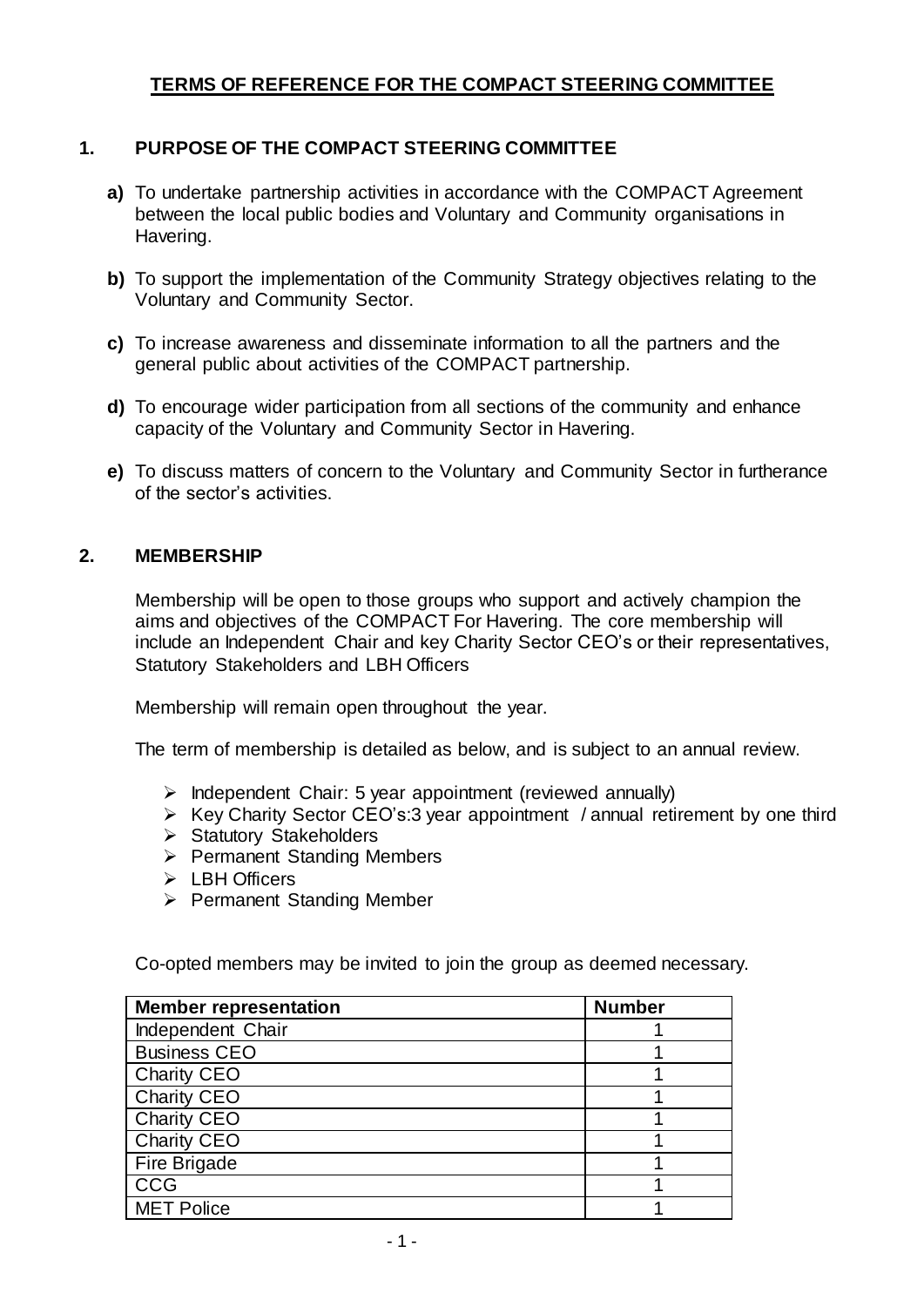# TERMS OF REFERENCE FOR THE COMPACT STEERING COMMITTEE

## 1. PURPOSE OF THE COMPACT STEERING COMMITTEE

**a)** To undertake partnership activities in accordance with the COMPACT Agreement between the local public bodies and Voluntary and Community organisations in Havering.

**b)** To support the implementation of the Community Strategy objectives relating to the Voluntary and Community Sector.

**c)** To increase awareness and disseminate information to all the partners and the general public about activities of the COMPACT partnership.

**d)** To encourage wider participation from all sections of the community and enhance capacity of the Voluntary and Community Sector in Havering.

**e)** To discuss matters of concern to the Voluntary and Community Sector in furtherance of the sector's activities.

## 2. MEMBERSHIP

Membership will be open to those groups who support and actively champion the aims and objectives of the COMPACT For Havering. The core membership will include an Independent Chair and key Charity Sector CEO's or their representatives, Statutory Stakeholders and LBH Officers

Membership will remain open throughout the year.

The term of membership is detailed as below, and is subject to an annual review.

- Independent Chair: 5 year appointment (reviewed annually)
- Key Charity Sector CEO's:3 year appointment / annual retirement by one third
- Statutory Stakeholders
- Permanent Standing Members
- LBH Officers
- Permanent Standing Member

Co-opted members may be invited to join the group as deemed necessary.

| Member representation | Number |
|---|---|
| Independent Chair | 1 |
| Business CEO | 1 |
| Charity CEO | 1 |
| Charity CEO | 1 |
| Charity CEO | 1 |
| Charity CEO | 1 |
| Fire Brigade | 1 |
| CCG | 1 |
| MET Police | 1 |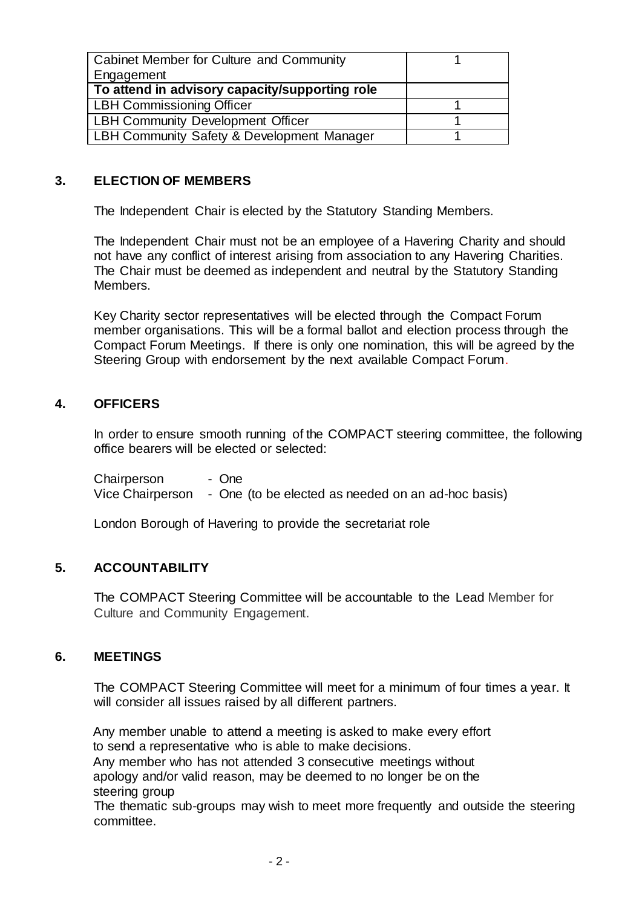| Cabinet Member for Culture and Community Engagement | 1 |
|---|---|
| **To attend in advisory capacity/supporting role** | |
| LBH Commissioning Officer | 1 |
| LBH Community Development Officer | 1 |
| LBH Community Safety & Development Manager | 1 |

## 3. ELECTION OF MEMBERS

The Independent Chair is elected by the Statutory Standing Members.

The Independent Chair must not be an employee of a Havering Charity and should not have any conflict of interest arising from association to any Havering Charities. The Chair must be deemed as independent and neutral by the Statutory Standing Members.

Key Charity sector representatives will be elected through the Compact Forum member organisations. This will be a formal ballot and election process through the Compact Forum Meetings. If there is only one nomination, this will be agreed by the Steering Group with endorsement by the next available Compact Forum.

## 4. OFFICERS

In order to ensure smooth running of the COMPACT steering committee, the following office bearers will be elected or selected:

Chairperson - One
Vice Chairperson - One (to be elected as needed on an ad-hoc basis)

London Borough of Havering to provide the secretariat role

## 5. ACCOUNTABILITY

The COMPACT Steering Committee will be accountable to the Lead Member for Culture and Community Engagement.

## 6. MEETINGS

The COMPACT Steering Committee will meet for a minimum of four times a year. It will consider all issues raised by all different partners.

Any member unable to attend a meeting is asked to make every effort to send a representative who is able to make decisions.
Any member who has not attended 3 consecutive meetings without apology and/or valid reason, may be deemed to no longer be on the steering group
The thematic sub-groups may wish to meet more frequently and outside the steering committee.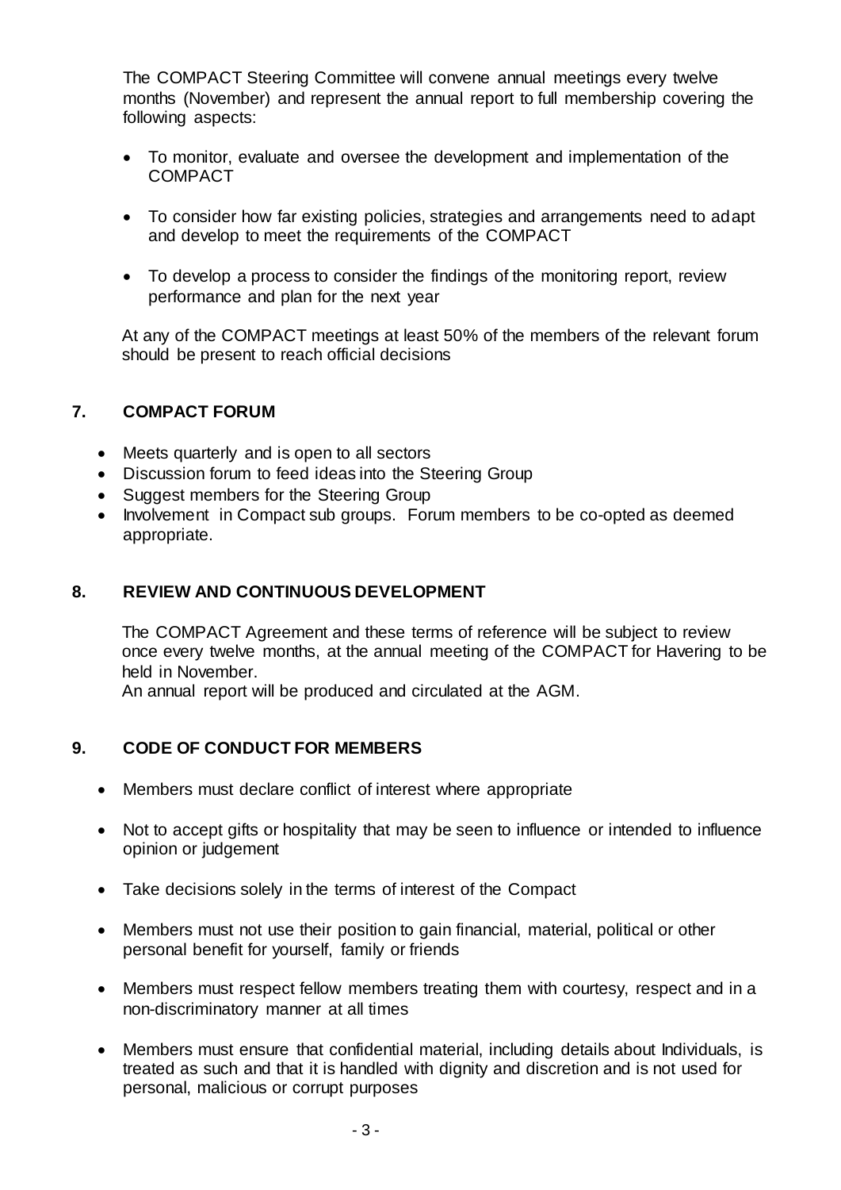The COMPACT Steering Committee will convene annual meetings every twelve months (November) and represent the annual report to full membership covering the following aspects:

- To monitor, evaluate and oversee the development and implementation of the COMPACT
- To consider how far existing policies, strategies and arrangements need to adapt and develop to meet the requirements of the COMPACT
- To develop a process to consider the findings of the monitoring report, review performance and plan for the next year

At any of the COMPACT meetings at least 50% of the members of the relevant forum should be present to reach official decisions

## 7. COMPACT FORUM

- Meets quarterly and is open to all sectors
- Discussion forum to feed ideas into the Steering Group
- Suggest members for the Steering Group
- Involvement in Compact sub groups. Forum members to be co-opted as deemed appropriate.

## 8. REVIEW AND CONTINUOUS DEVELOPMENT

The COMPACT Agreement and these terms of reference will be subject to review once every twelve months, at the annual meeting of the COMPACT for Havering to be held in November.
An annual report will be produced and circulated at the AGM.

## 9. CODE OF CONDUCT FOR MEMBERS

- Members must declare conflict of interest where appropriate
- Not to accept gifts or hospitality that may be seen to influence or intended to influence opinion or judgement
- Take decisions solely in the terms of interest of the Compact
- Members must not use their position to gain financial, material, political or other personal benefit for yourself, family or friends
- Members must respect fellow members treating them with courtesy, respect and in a non-discriminatory manner at all times
- Members must ensure that confidential material, including details about Individuals, is treated as such and that it is handled with dignity and discretion and is not used for personal, malicious or corrupt purposes